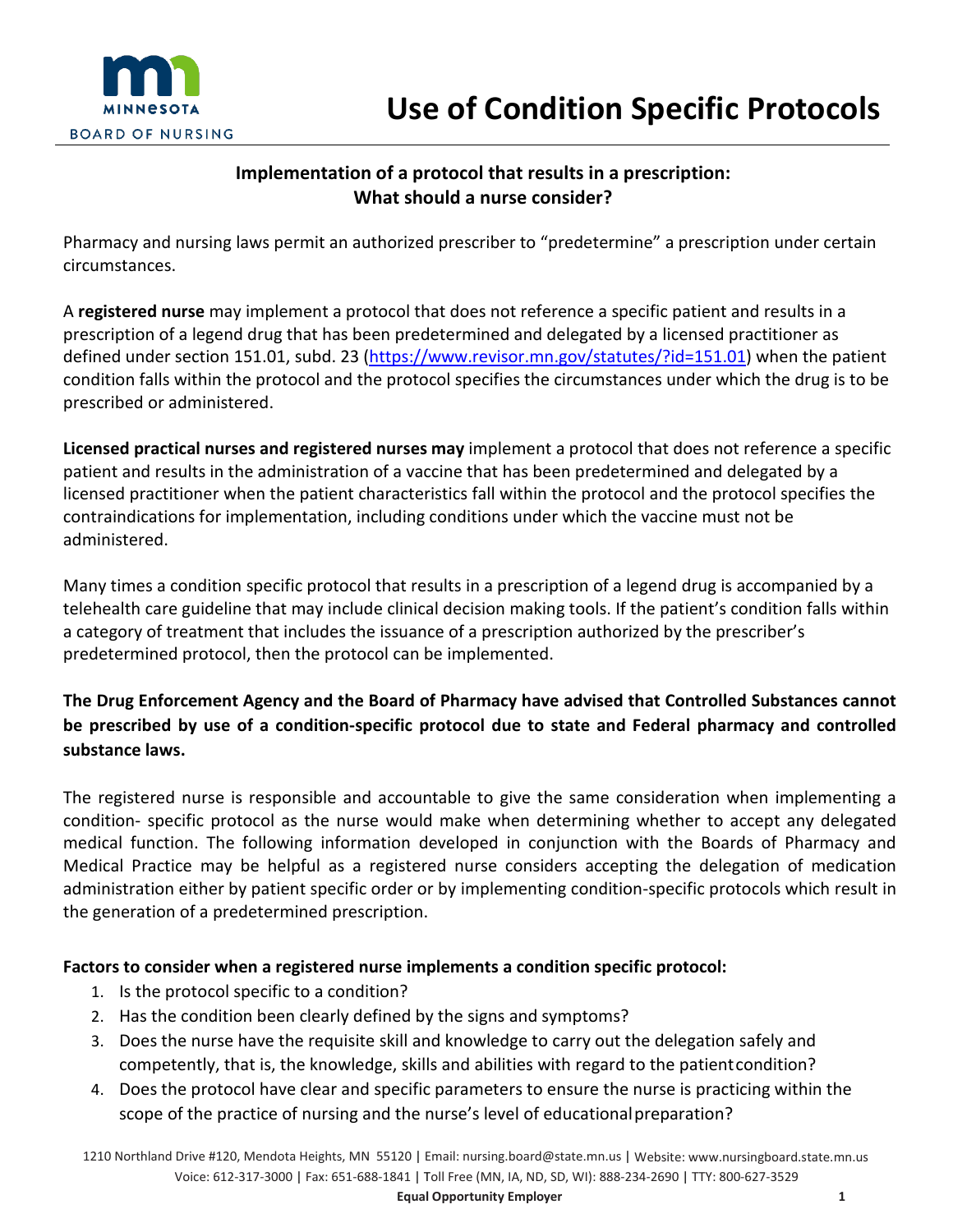MINNESOTA BOARD OF NURSING

# Use of Condition Specific Protocols

## Implementation of a protocol that results in a prescription: What should a nurse consider?

Pharmacy and nursing laws permit an authorized prescriber to "predetermine" a prescription under certain circumstances.

A **registered nurse** may implement a protocol that does not reference a specific patient and results in a prescription of a legend drug that has been predetermined and delegated by a licensed practitioner as defined under section 151.01, subd. 23 (https://www.revisor.mn.gov/statutes/?id=151.01) when the patient condition falls within the protocol and the protocol specifies the circumstances under which the drug is to be prescribed or administered.

**Licensed practical nurses and registered nurses may** implement a protocol that does not reference a specific patient and results in the administration of a vaccine that has been predetermined and delegated by a licensed practitioner when the patient characteristics fall within the protocol and the protocol specifies the contraindications for implementation, including conditions under which the vaccine must not be administered.

Many times a condition specific protocol that results in a prescription of a legend drug is accompanied by a telehealth care guideline that may include clinical decision making tools. If the patient's condition falls within a category of treatment that includes the issuance of a prescription authorized by the prescriber's predetermined protocol, then the protocol can be implemented.

**The Drug Enforcement Agency and the Board of Pharmacy have advised that Controlled Substances cannot be prescribed by use of a condition-specific protocol due to state and Federal pharmacy and controlled substance laws.**

The registered nurse is responsible and accountable to give the same consideration when implementing a condition- specific protocol as the nurse would make when determining whether to accept any delegated medical function. The following information developed in conjunction with the Boards of Pharmacy and Medical Practice may be helpful as a registered nurse considers accepting the delegation of medication administration either by patient specific order or by implementing condition-specific protocols which result in the generation of a predetermined prescription.

**Factors to consider when a registered nurse implements a condition specific protocol:**

1. Is the protocol specific to a condition?
2. Has the condition been clearly defined by the signs and symptoms?
3. Does the nurse have the requisite skill and knowledge to carry out the delegation safely and competently, that is, the knowledge, skills and abilities with regard to the patient condition?
4. Does the protocol have clear and specific parameters to ensure the nurse is practicing within the scope of the practice of nursing and the nurse's level of educational preparation?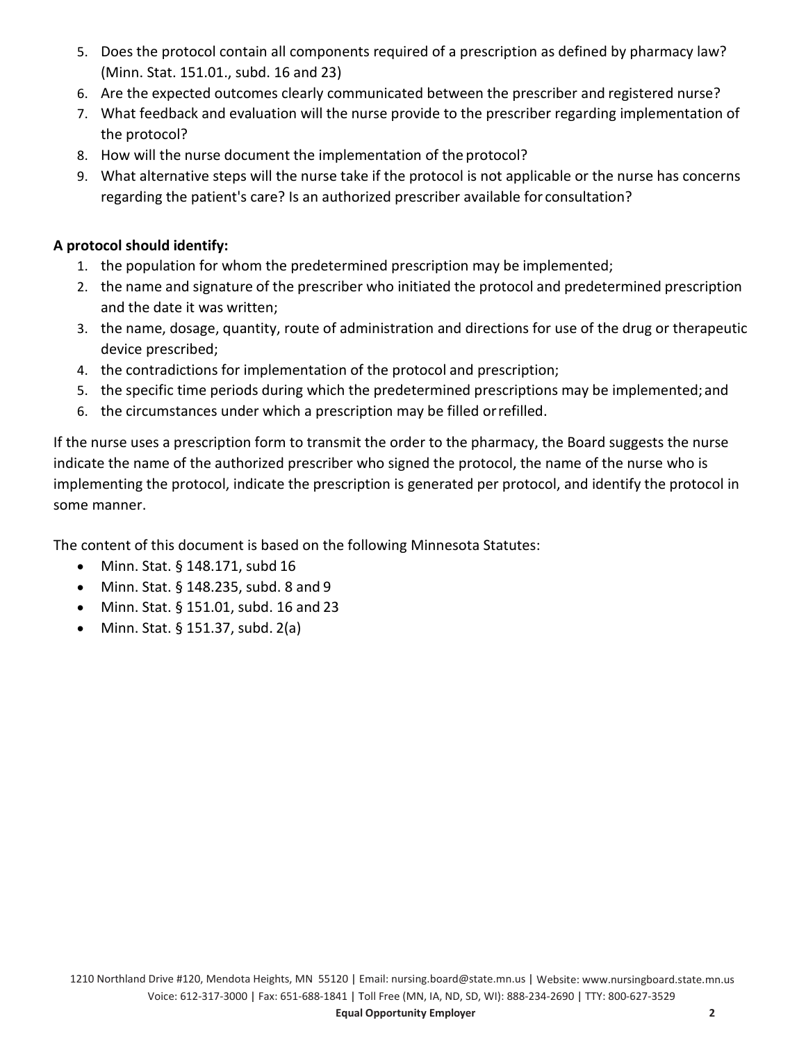5. Does the protocol contain all components required of a prescription as defined by pharmacy law? (Minn. Stat. 151.01., subd. 16 and 23)
6. Are the expected outcomes clearly communicated between the prescriber and registered nurse?
7. What feedback and evaluation will the nurse provide to the prescriber regarding implementation of the protocol?
8. How will the nurse document the implementation of the protocol?
9. What alternative steps will the nurse take if the protocol is not applicable or the nurse has concerns regarding the patient's care? Is an authorized prescriber available for consultation?

**A protocol should identify:**

1. the population for whom the predetermined prescription may be implemented;
2. the name and signature of the prescriber who initiated the protocol and predetermined prescription and the date it was written;
3. the name, dosage, quantity, route of administration and directions for use of the drug or therapeutic device prescribed;
4. the contradictions for implementation of the protocol and prescription;
5. the specific time periods during which the predetermined prescriptions may be implemented; and
6. the circumstances under which a prescription may be filled or refilled.

If the nurse uses a prescription form to transmit the order to the pharmacy, the Board suggests the nurse indicate the name of the authorized prescriber who signed the protocol, the name of the nurse who is implementing the protocol, indicate the prescription is generated per protocol, and identify the protocol in some manner.

The content of this document is based on the following Minnesota Statutes:

- Minn. Stat. § 148.171, subd 16
- Minn. Stat. § 148.235, subd. 8 and 9
- Minn. Stat. § 151.01, subd. 16 and 23
- Minn. Stat. § 151.37, subd. 2(a)

1210 Northland Drive #120, Mendota Heights, MN 55120 | Email: nursing.board@state.mn.us | Website: www.nursingboard.state.mn.us
Voice: 612-317-3000 | Fax: 651-688-1841 | Toll Free (MN, IA, ND, SD, WI): 888-234-2690 | TTY: 800-627-3529

**Equal Opportunity Employer**